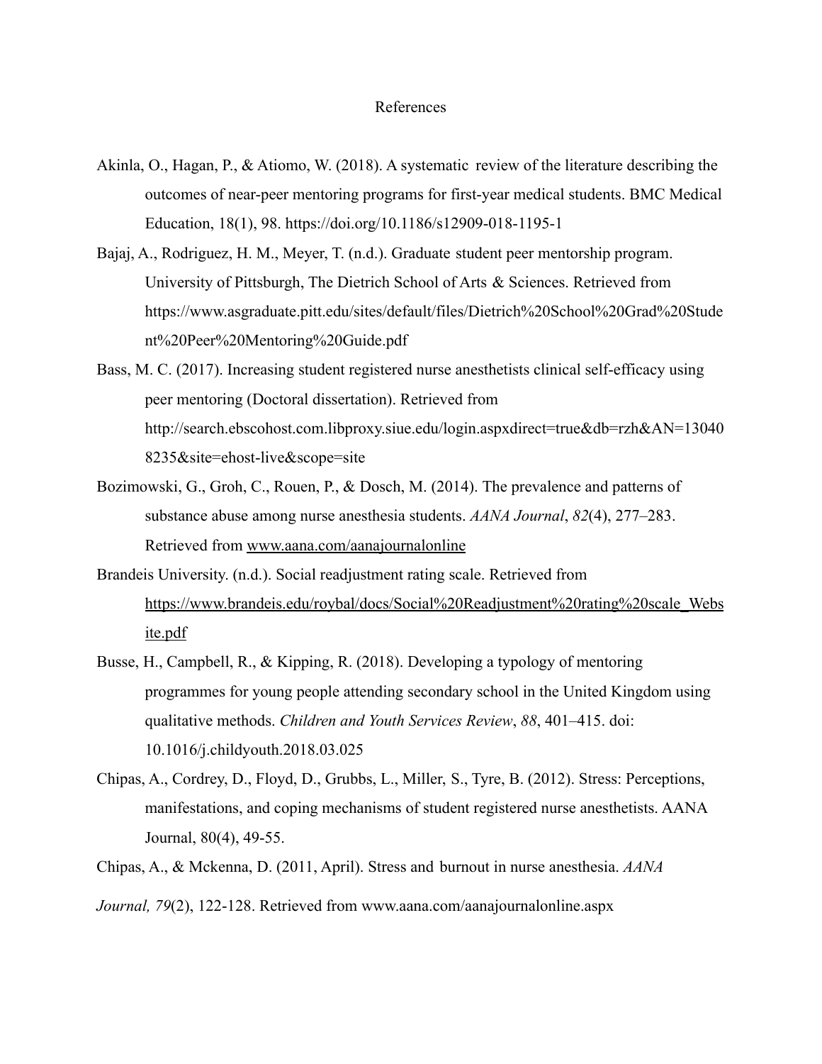# References

Akinla, O., Hagan, P., & Atiomo, W. (2018). A systematic review of the literature describing the outcomes of near-peer mentoring programs for first-year medical students. BMC Medical Education, 18(1), 98. https://doi.org/10.1186/s12909-018-1195-1

Bajaj, A., Rodriguez, H. M., Meyer, T. (n.d.). Graduate student peer mentorship program. University of Pittsburgh, The Dietrich School of Arts & Sciences. Retrieved from https://www.asgraduate.pitt.edu/sites/default/files/Dietrich%20School%20Grad%20Student%20Peer%20Mentoring%20Guide.pdf

Bass, M. C. (2017). Increasing student registered nurse anesthetists clinical self-efficacy using peer mentoring (Doctoral dissertation). Retrieved from http://search.ebscohost.com.libproxy.siue.edu/login.aspxdirect=true&db=rzh&AN=130408235&site=ehost-live&scope=site

Bozimowski, G., Groh, C., Rouen, P., & Dosch, M. (2014). The prevalence and patterns of substance abuse among nurse anesthesia students. *AANA Journal*, *82*(4), 277–283. Retrieved from www.aana.com/aanajournalonline

Brandeis University. (n.d.). Social readjustment rating scale. Retrieved from https://www.brandeis.edu/roybal/docs/Social%20Readjustment%20rating%20scale_Website.pdf

Busse, H., Campbell, R., & Kipping, R. (2018). Developing a typology of mentoring programmes for young people attending secondary school in the United Kingdom using qualitative methods. *Children and Youth Services Review*, *88*, 401–415. doi: 10.1016/j.childyouth.2018.03.025

Chipas, A., Cordrey, D., Floyd, D., Grubbs, L., Miller, S., Tyre, B. (2012). Stress: Perceptions, manifestations, and coping mechanisms of student registered nurse anesthetists. AANA Journal, 80(4), 49-55.

Chipas, A., & Mckenna, D. (2011, April). Stress and burnout in nurse anesthesia. *AANA Journal, 79*(2), 122-128. Retrieved from www.aana.com/aanajournalonline.aspx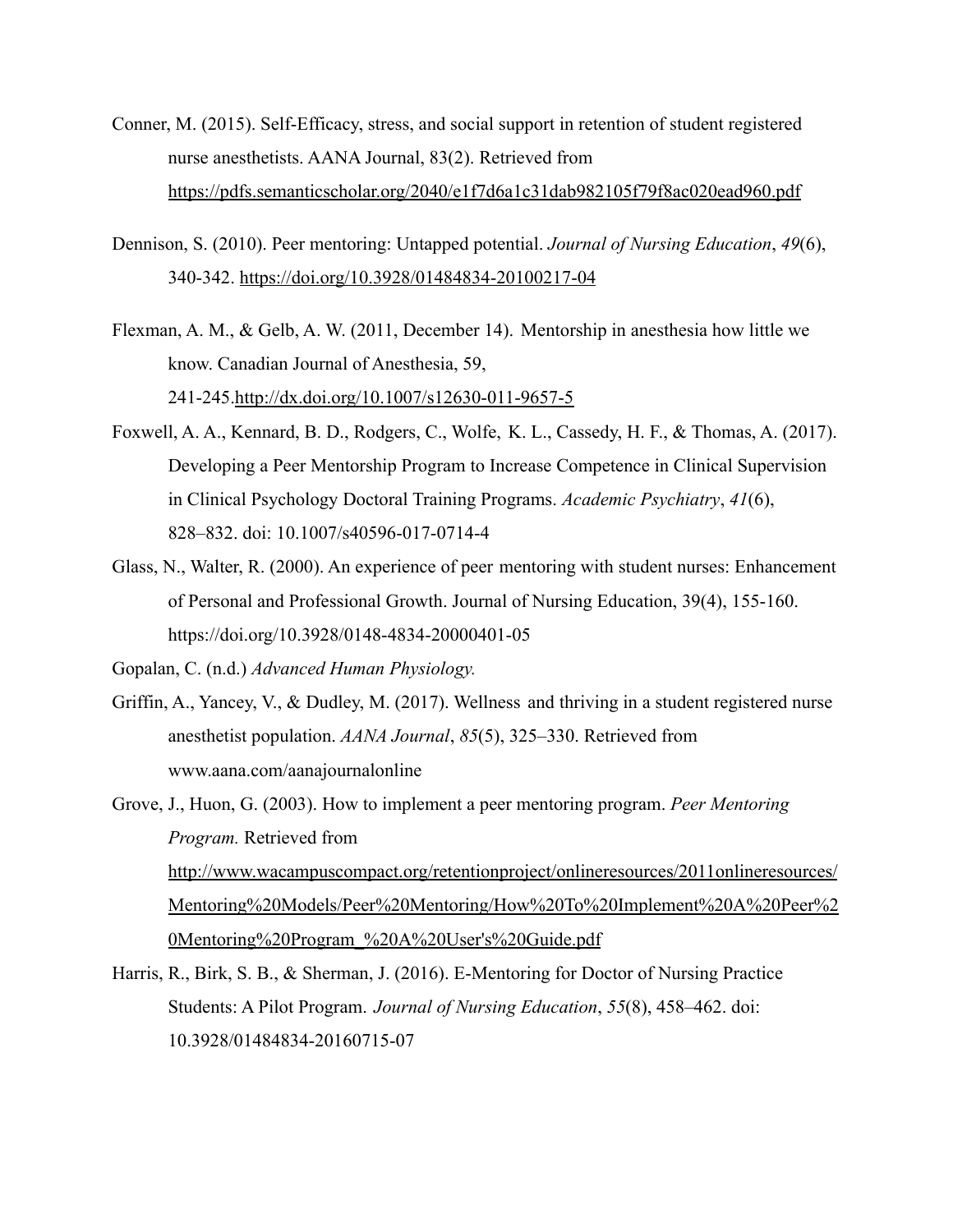Conner, M. (2015). Self-Efficacy, stress, and social support in retention of student registered nurse anesthetists. AANA Journal, 83(2). Retrieved from https://pdfs.semanticscholar.org/2040/e1f7d6a1c31dab982105f79f8ac020ead960.pdf

Dennison, S. (2010). Peer mentoring: Untapped potential. *Journal of Nursing Education*, *49*(6), 340-342. https://doi.org/10.3928/01484834-20100217-04

Flexman, A. M., & Gelb, A. W. (2011, December 14). Mentorship in anesthesia how little we know. Canadian Journal of Anesthesia, 59, 241-245.http://dx.doi.org/10.1007/s12630-011-9657-5

Foxwell, A. A., Kennard, B. D., Rodgers, C., Wolfe, K. L., Cassedy, H. F., & Thomas, A. (2017). Developing a Peer Mentorship Program to Increase Competence in Clinical Supervision in Clinical Psychology Doctoral Training Programs. *Academic Psychiatry*, *41*(6), 828–832. doi: 10.1007/s40596-017-0714-4

Glass, N., Walter, R. (2000). An experience of peer mentoring with student nurses: Enhancement of Personal and Professional Growth. Journal of Nursing Education, 39(4), 155-160. https://doi.org/10.3928/0148-4834-20000401-05

Gopalan, C. (n.d.) *Advanced Human Physiology.*

Griffin, A., Yancey, V., & Dudley, M. (2017). Wellness and thriving in a student registered nurse anesthetist population. *AANA Journal*, *85*(5), 325–330. Retrieved from www.aana.com/aanajournalonline

Grove, J., Huon, G. (2003). How to implement a peer mentoring program. *Peer Mentoring Program.* Retrieved from http://www.wacampuscompact.org/retentionproject/onlineresources/2011onlineresources/Mentoring%20Models/Peer%20Mentoring/How%20To%20Implement%20A%20Peer%20Mentoring%20Program_%20A%20User's%20Guide.pdf

Harris, R., Birk, S. B., & Sherman, J. (2016). E-Mentoring for Doctor of Nursing Practice Students: A Pilot Program. *Journal of Nursing Education*, *55*(8), 458–462. doi: 10.3928/01484834-20160715-07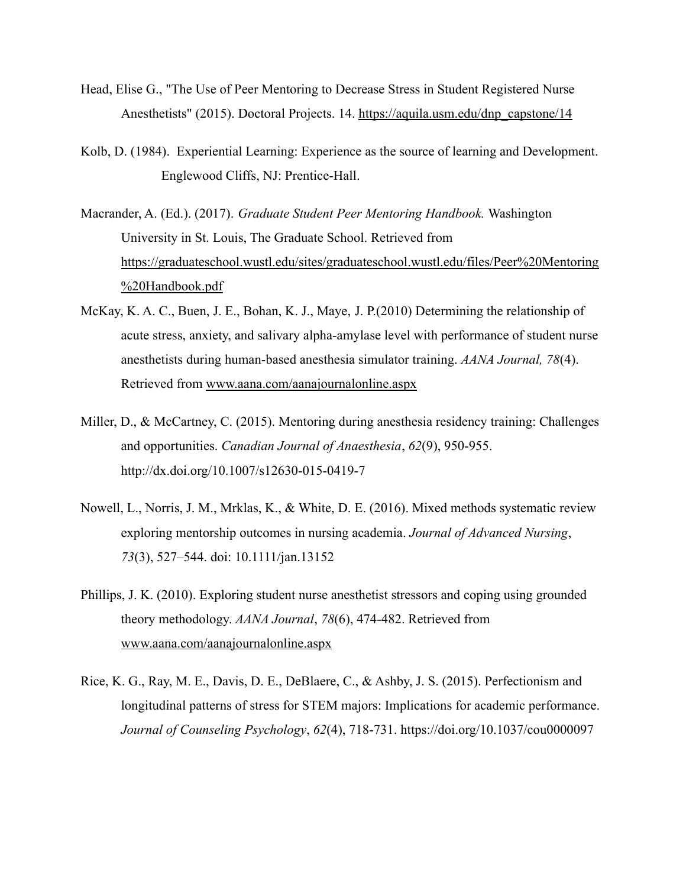Head, Elise G., "The Use of Peer Mentoring to Decrease Stress in Student Registered Nurse Anesthetists" (2015). Doctoral Projects. 14. https://aquila.usm.edu/dnp_capstone/14

Kolb, D. (1984). Experiential Learning: Experience as the source of learning and Development. Englewood Cliffs, NJ: Prentice-Hall.

Macrander, A. (Ed.). (2017). *Graduate Student Peer Mentoring Handbook.* Washington University in St. Louis, The Graduate School. Retrieved from https://graduateschool.wustl.edu/sites/graduateschool.wustl.edu/files/Peer%20Mentoring%20Handbook.pdf

McKay, K. A. C., Buen, J. E., Bohan, K. J., Maye, J. P.(2010) Determining the relationship of acute stress, anxiety, and salivary alpha-amylase level with performance of student nurse anesthetists during human-based anesthesia simulator training. *AANA Journal, 78*(4). Retrieved from www.aana.com/aanajournalonline.aspx

Miller, D., & McCartney, C. (2015). Mentoring during anesthesia residency training: Challenges and opportunities. *Canadian Journal of Anaesthesia*, *62*(9), 950-955. http://dx.doi.org/10.1007/s12630-015-0419-7

Nowell, L., Norris, J. M., Mrklas, K., & White, D. E. (2016). Mixed methods systematic review exploring mentorship outcomes in nursing academia. *Journal of Advanced Nursing*, *73*(3), 527–544. doi: 10.1111/jan.13152

Phillips, J. K. (2010). Exploring student nurse anesthetist stressors and coping using grounded theory methodology. *AANA Journal*, *78*(6), 474-482. Retrieved from www.aana.com/aanajournalonline.aspx

Rice, K. G., Ray, M. E., Davis, D. E., DeBlaere, C., & Ashby, J. S. (2015). Perfectionism and longitudinal patterns of stress for STEM majors: Implications for academic performance. *Journal of Counseling Psychology*, *62*(4), 718-731. https://doi.org/10.1037/cou0000097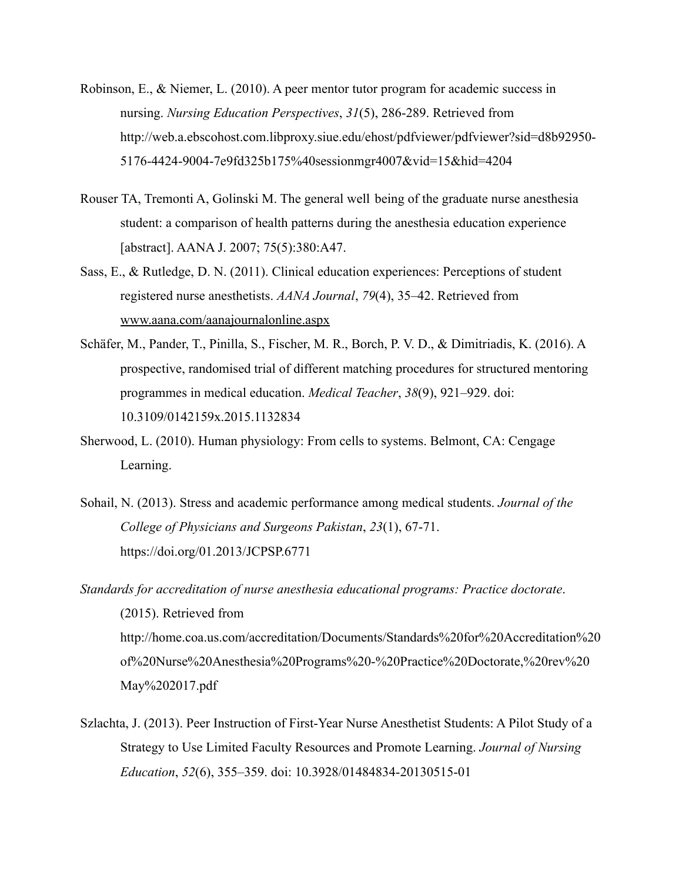Robinson, E., & Niemer, L. (2010). A peer mentor tutor program for academic success in nursing. *Nursing Education Perspectives*, *31*(5), 286-289. Retrieved from http://web.a.ebscohost.com.libproxy.siue.edu/ehost/pdfviewer/pdfviewer?sid=d8b92950-5176-4424-9004-7e9fd325b175%40sessionmgr4007&vid=15&hid=4204

Rouser TA, Tremonti A, Golinski M. The general well being of the graduate nurse anesthesia student: a comparison of health patterns during the anesthesia education experience [abstract]. AANA J. 2007; 75(5):380:A47.

Sass, E., & Rutledge, D. N. (2011). Clinical education experiences: Perceptions of student registered nurse anesthetists. *AANA Journal*, *79*(4), 35–42. Retrieved from www.aana.com/aanajournalonline.aspx

Schäfer, M., Pander, T., Pinilla, S., Fischer, M. R., Borch, P. V. D., & Dimitriadis, K. (2016). A prospective, randomised trial of different matching procedures for structured mentoring programmes in medical education. *Medical Teacher*, *38*(9), 921–929. doi: 10.3109/0142159x.2015.1132834

Sherwood, L. (2010). Human physiology: From cells to systems. Belmont, CA: Cengage Learning.

Sohail, N. (2013). Stress and academic performance among medical students. *Journal of the College of Physicians and Surgeons Pakistan*, *23*(1), 67-71. https://doi.org/01.2013/JCPSP.6771

*Standards for accreditation of nurse anesthesia educational programs: Practice doctorate*. (2015). Retrieved from http://home.coa.us.com/accreditation/Documents/Standards%20for%20Accreditation%20of%20Nurse%20Anesthesia%20Programs%20-%20Practice%20Doctorate,%20rev%20May%202017.pdf

Szlachta, J. (2013). Peer Instruction of First-Year Nurse Anesthetist Students: A Pilot Study of a Strategy to Use Limited Faculty Resources and Promote Learning. *Journal of Nursing Education*, *52*(6), 355–359. doi: 10.3928/01484834-20130515-01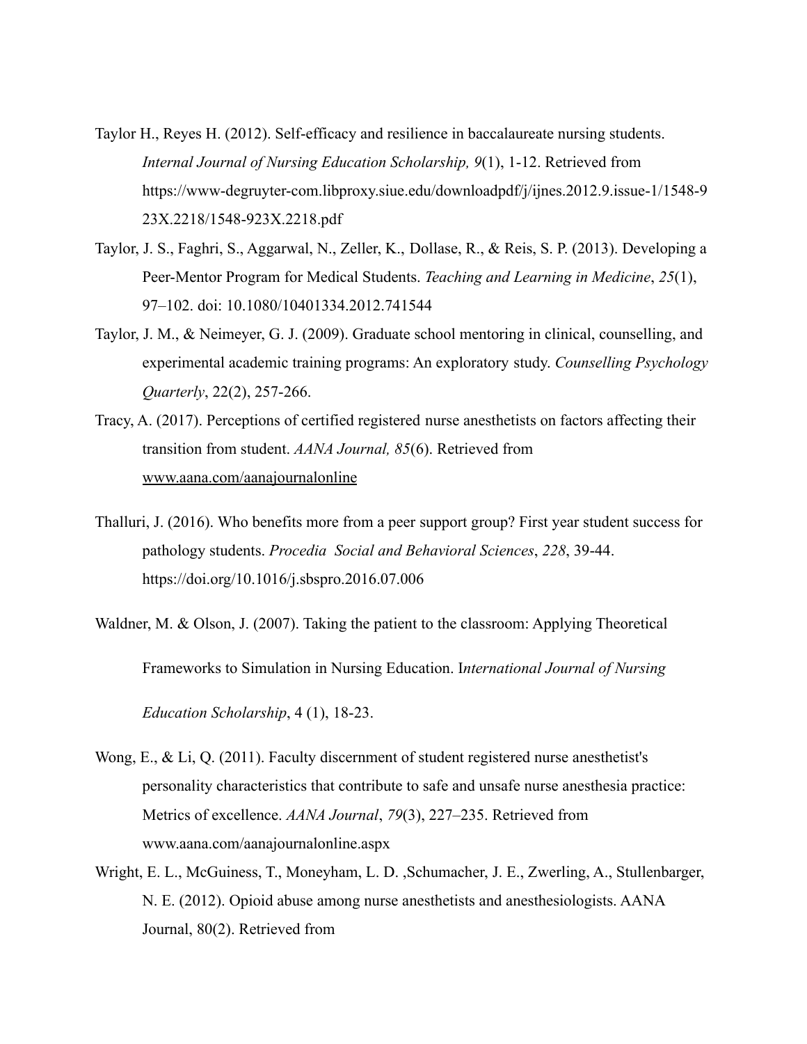Taylor H., Reyes H. (2012). Self-efficacy and resilience in baccalaureate nursing students. *Internal Journal of Nursing Education Scholarship, 9*(1), 1-12. Retrieved from https://www-degruyter-com.libproxy.siue.edu/downloadpdf/j/ijnes.2012.9.issue-1/1548-923X.2218/1548-923X.2218.pdf

Taylor, J. S., Faghri, S., Aggarwal, N., Zeller, K., Dollase, R., & Reis, S. P. (2013). Developing a Peer-Mentor Program for Medical Students. *Teaching and Learning in Medicine*, *25*(1), 97–102. doi: 10.1080/10401334.2012.741544

Taylor, J. M., & Neimeyer, G. J. (2009). Graduate school mentoring in clinical, counselling, and experimental academic training programs: An exploratory study. *Counselling Psychology Quarterly*, 22(2), 257-266.

Tracy, A. (2017). Perceptions of certified registered nurse anesthetists on factors affecting their transition from student. *AANA Journal, 85*(6). Retrieved from www.aana.com/aanajournalonline

Thalluri, J. (2016). Who benefits more from a peer support group? First year student success for pathology students. *Procedia Social and Behavioral Sciences*, *228*, 39-44. https://doi.org/10.1016/j.sbspro.2016.07.006

Waldner, M. & Olson, J. (2007). Taking the patient to the classroom: Applying Theoretical Frameworks to Simulation in Nursing Education. I*nternational Journal of Nursing Education Scholarship*, 4 (1), 18-23.

Wong, E., & Li, Q. (2011). Faculty discernment of student registered nurse anesthetist's personality characteristics that contribute to safe and unsafe nurse anesthesia practice: Metrics of excellence. *AANA Journal*, *79*(3), 227–235. Retrieved from www.aana.com/aanajournalonline.aspx

Wright, E. L., McGuiness, T., Moneyham, L. D. ,Schumacher, J. E., Zwerling, A., Stullenbarger, N. E. (2012). Opioid abuse among nurse anesthetists and anesthesiologists. AANA Journal, 80(2). Retrieved from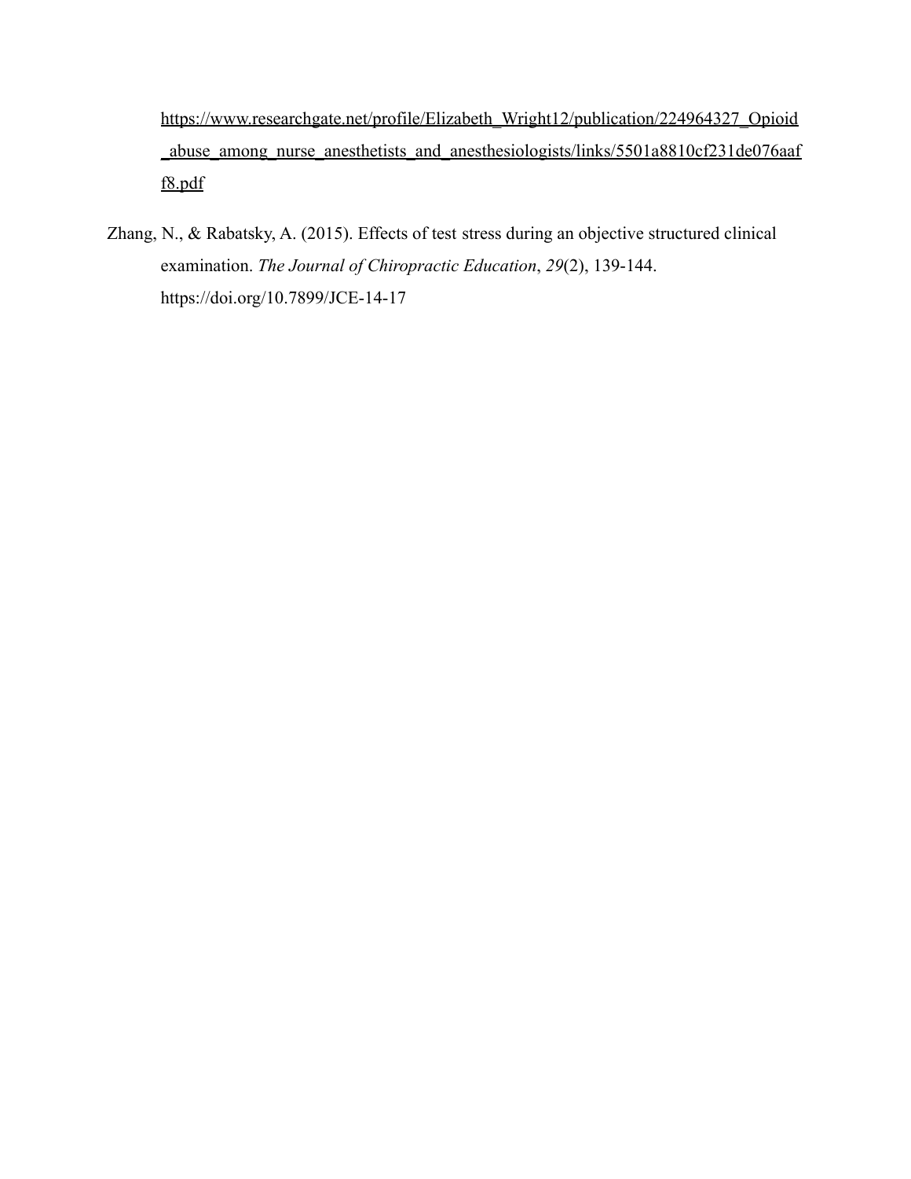https://www.researchgate.net/profile/Elizabeth_Wright12/publication/224964327_Opioid_abuse_among_nurse_anesthetists_and_anesthesiologists/links/5501a8810cf231de076aaff8.pdf

Zhang, N., & Rabatsky, A. (2015). Effects of test stress during an objective structured clinical examination. *The Journal of Chiropractic Education*, *29*(2), 139-144. https://doi.org/10.7899/JCE-14-17